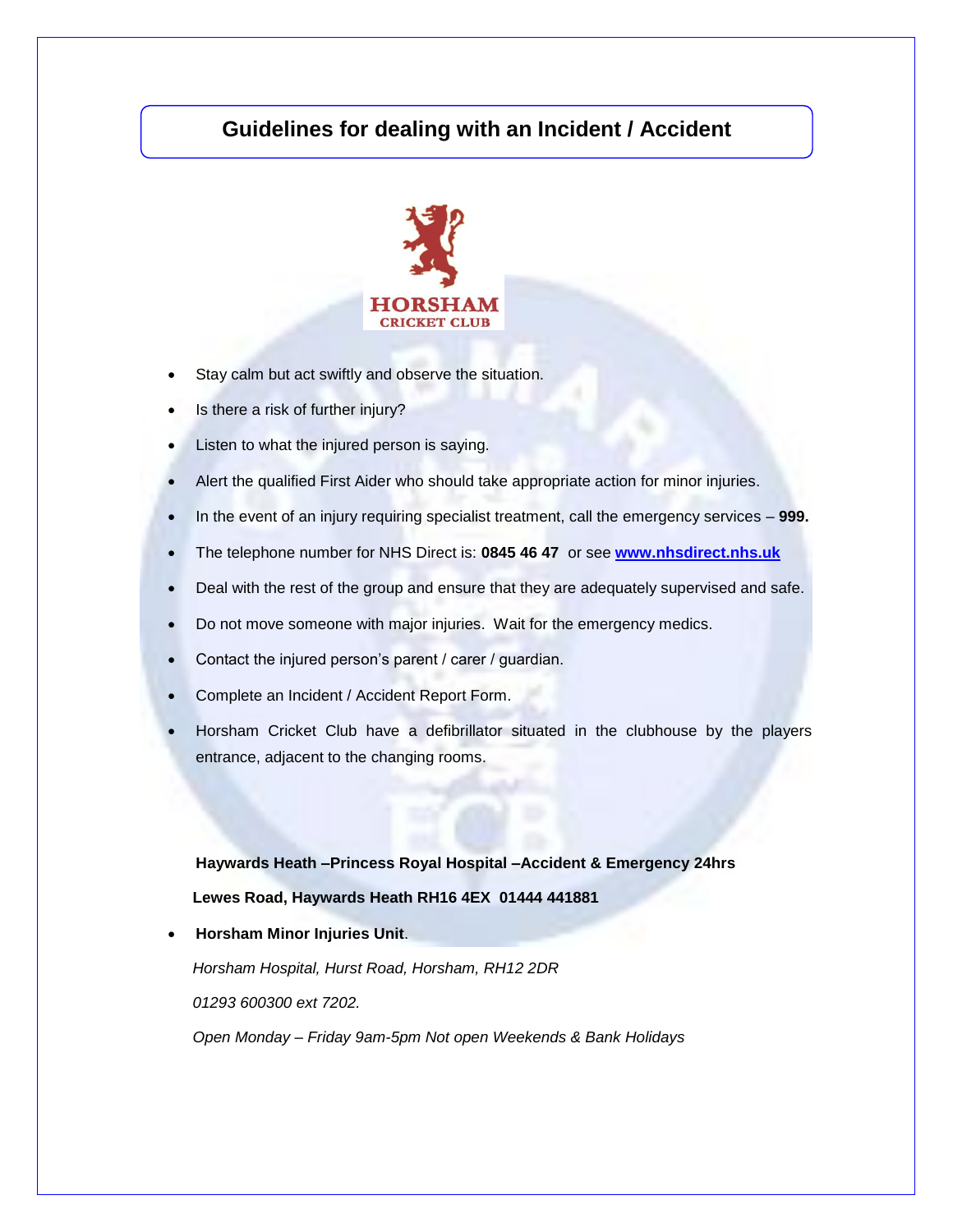# Guidelines for dealing with an Incident / Accident

HORSHAM
CRICKET CLUB

- Stay calm but act swiftly and observe the situation.
- Is there a risk of further injury?
- Listen to what the injured person is saying.
- Alert the qualified First Aider who should take appropriate action for minor injuries.
- In the event of an injury requiring specialist treatment, call the emergency services – **999.**
- The telephone number for NHS Direct is: **0845 46 47** or see **[www.nhsdirect.nhs.uk](http://www.nhsdirect.nhs.uk)**
- Deal with the rest of the group and ensure that they are adequately supervised and safe.
- Do not move someone with major injuries. Wait for the emergency medics.
- Contact the injured person's parent / carer / guardian.
- Complete an Incident / Accident Report Form.
- Horsham Cricket Club have a defibrillator situated in the clubhouse by the players entrance, adjacent to the changing rooms.

**Haywards Heath –Princess Royal Hospital –Accident & Emergency 24hrs**

**Lewes Road, Haywards Heath RH16 4EX 01444 441881**

- **Horsham Minor Injuries Unit**.

*Horsham Hospital, Hurst Road, Horsham, RH12 2DR*

*01293 600300 ext 7202.*

*Open Monday – Friday 9am-5pm Not open Weekends & Bank Holidays*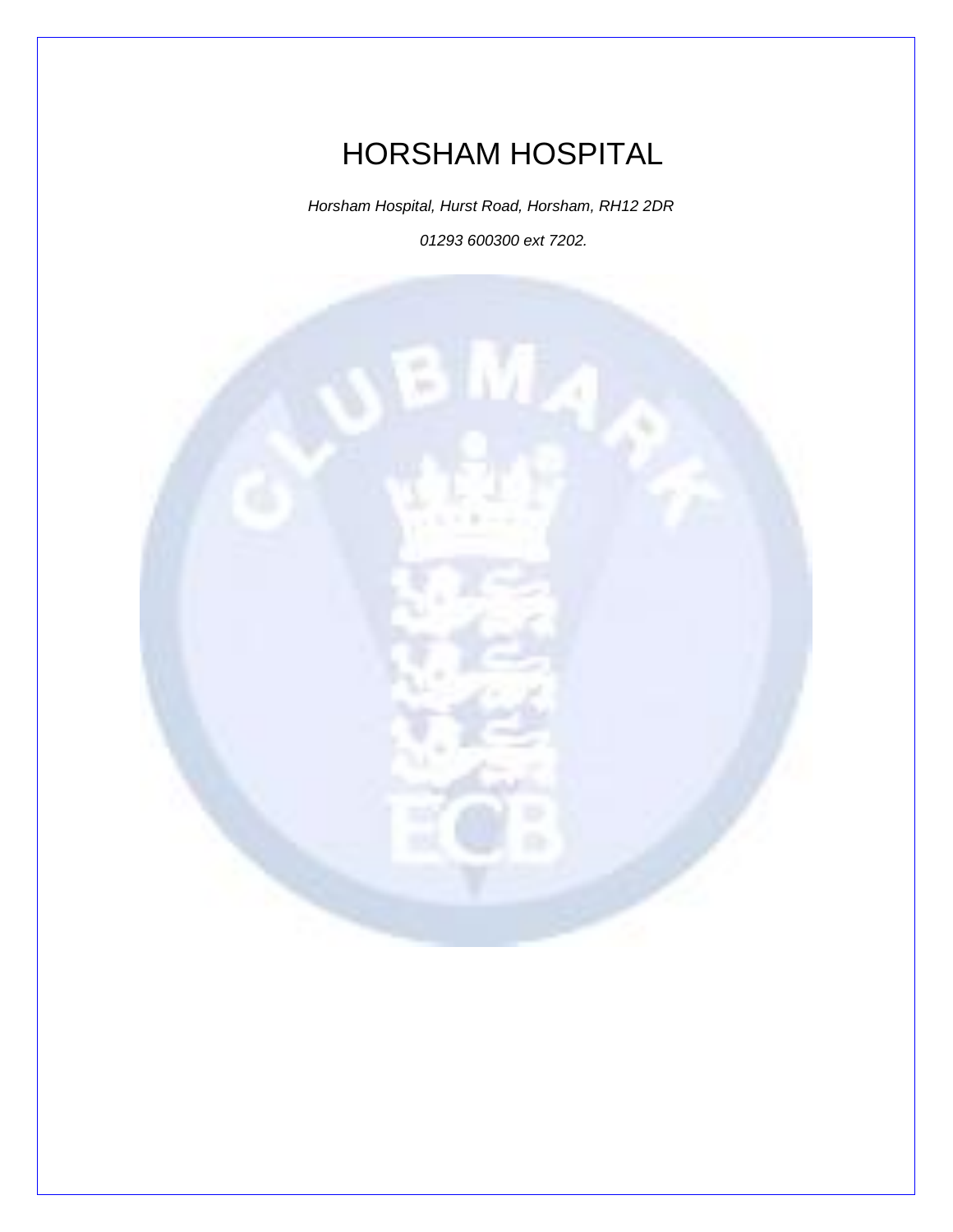# HORSHAM HOSPITAL

*Horsham Hospital, Hurst Road, Horsham, RH12 2DR*

*01293 600300 ext 7202.*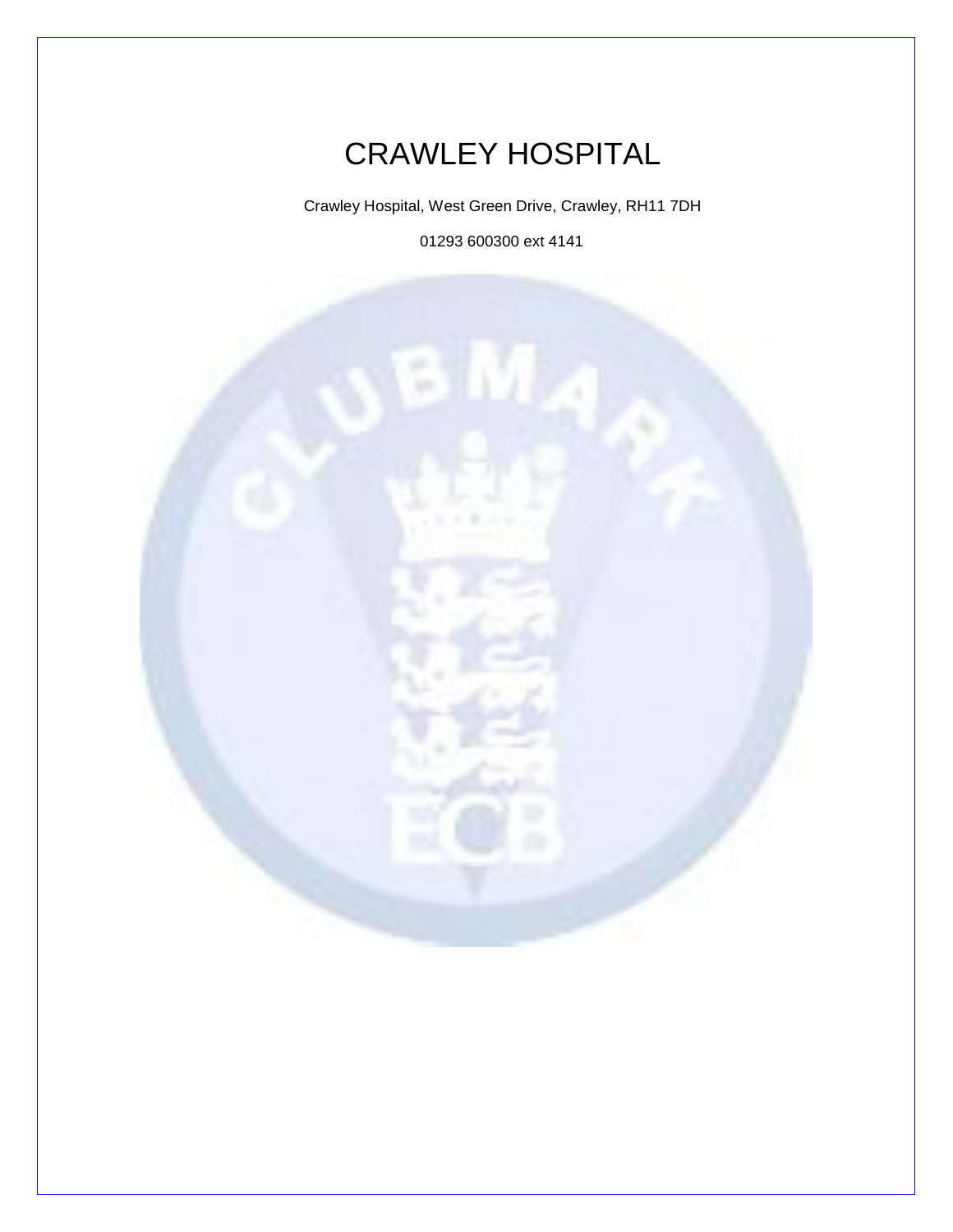# CRAWLEY HOSPITAL

Crawley Hospital, West Green Drive, Crawley, RH11 7DH

01293 600300 ext 4141